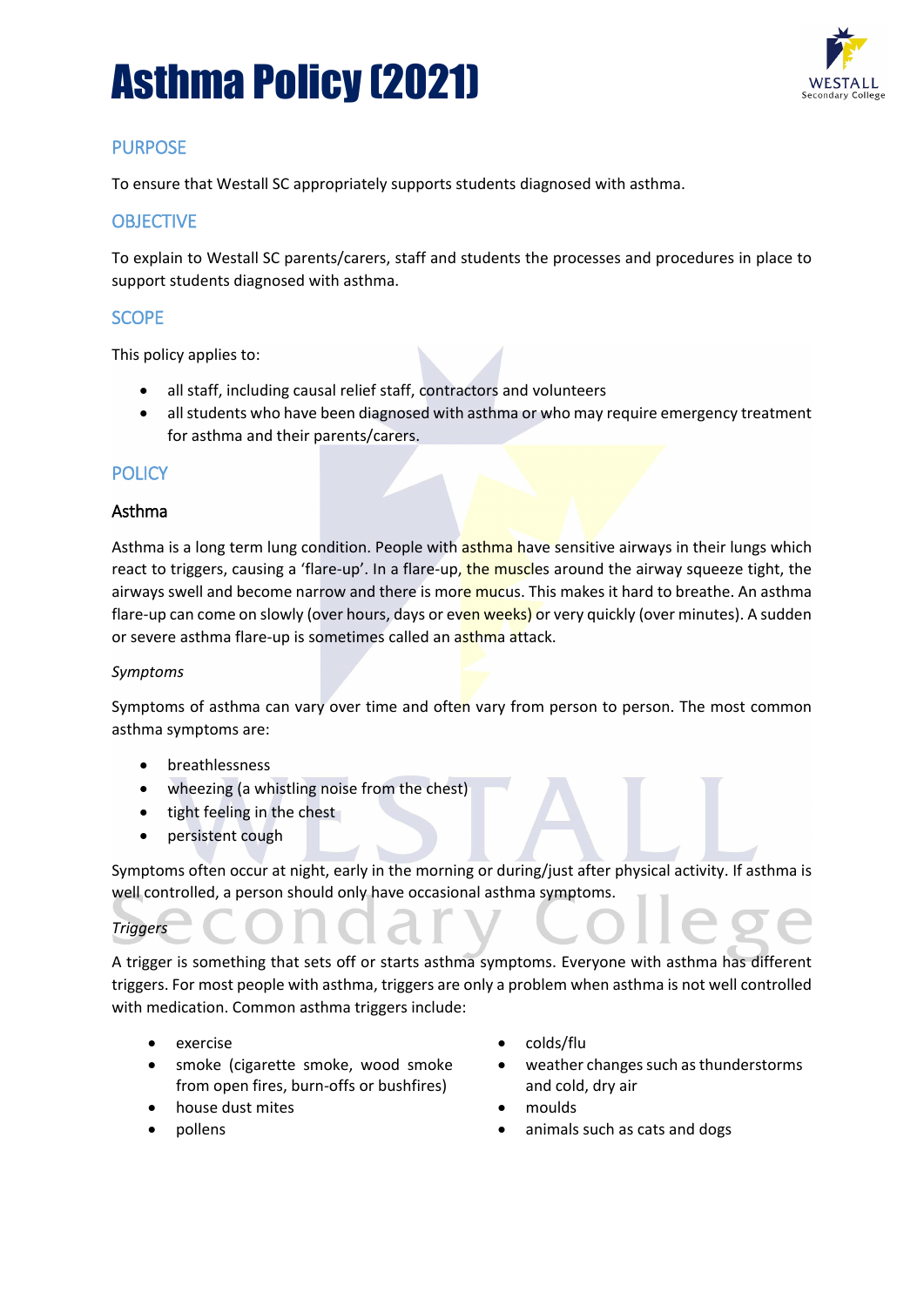# Asthma Policy (2021)

## PURPOSE

To ensure that Westall SC appropriately supports students diagnosed with asthma.

## OBJECTIVE

To explain to Westall SC parents/carers, staff and students the processes and procedures in place to support students diagnosed with asthma.

## SCOPE

This policy applies to:

- all staff, including causal relief staff, contractors and volunteers
- all students who have been diagnosed with asthma or who may require emergency treatment for asthma and their parents/carers.

## POLICY

### Asthma

Asthma is a long term lung condition. People with asthma have sensitive airways in their lungs which react to triggers, causing a 'flare-up'. In a flare-up, the muscles around the airway squeeze tight, the airways swell and become narrow and there is more mucus. This makes it hard to breathe. An asthma flare-up can come on slowly (over hours, days or even weeks) or very quickly (over minutes). A sudden or severe asthma flare-up is sometimes called an asthma attack.

*Symptoms*

Symptoms of asthma can vary over time and often vary from person to person. The most common asthma symptoms are:

- breathlessness
- wheezing (a whistling noise from the chest)
- tight feeling in the chest
- persistent cough

Symptoms often occur at night, early in the morning or during/just after physical activity. If asthma is well controlled, a person should only have occasional asthma symptoms.

*Triggers*

A trigger is something that sets off or starts asthma symptoms. Everyone with asthma has different triggers. For most people with asthma, triggers are only a problem when asthma is not well controlled with medication. Common asthma triggers include:

- exercise
- smoke (cigarette smoke, wood smoke from open fires, burn-offs or bushfires)
- house dust mites
- pollens
- colds/flu
- weather changes such as thunderstorms and cold, dry air
- moulds
- animals such as cats and dogs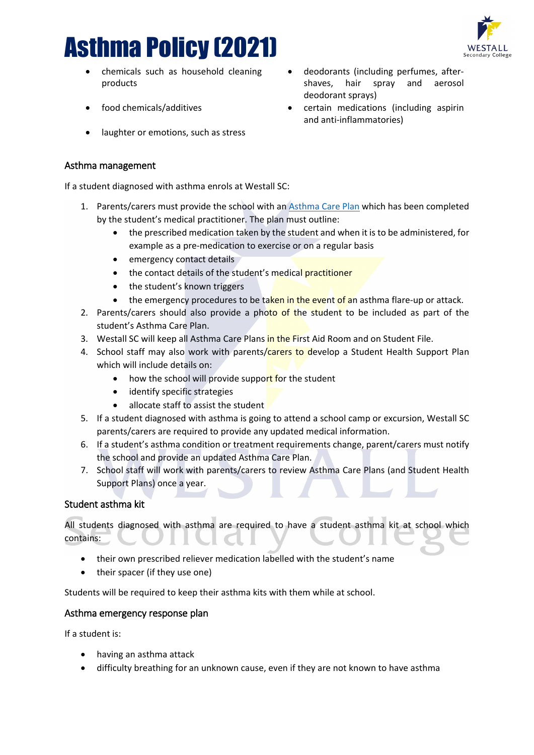- chemicals such as household cleaning products
- food chemicals/additives
- laughter or emotions, such as stress
- deodorants (including perfumes, after-shaves, hair spray and aerosol deodorant sprays)
- certain medications (including aspirin and anti-inflammatories)

## Asthma management

If a student diagnosed with asthma enrols at Westall SC:

1. Parents/carers must provide the school with an Asthma Care Plan which has been completed by the student's medical practitioner. The plan must outline:
   - the prescribed medication taken by the student and when it is to be administered, for example as a pre-medication to exercise or on a regular basis
   - emergency contact details
   - the contact details of the student's medical practitioner
   - the student's known triggers
   - the emergency procedures to be taken in the event of an asthma flare-up or attack.
2. Parents/carers should also provide a photo of the student to be included as part of the student's Asthma Care Plan.
3. Westall SC will keep all Asthma Care Plans in the First Aid Room and on Student File.
4. School staff may also work with parents/carers to develop a Student Health Support Plan which will include details on:
   - how the school will provide support for the student
   - identify specific strategies
   - allocate staff to assist the student
5. If a student diagnosed with asthma is going to attend a school camp or excursion, Westall SC parents/carers are required to provide any updated medical information.
6. If a student's asthma condition or treatment requirements change, parent/carers must notify the school and provide an updated Asthma Care Plan.
7. School staff will work with parents/carers to review Asthma Care Plans (and Student Health Support Plans) once a year.

## Student asthma kit

All students diagnosed with asthma are required to have a student asthma kit at school which contains:

- their own prescribed reliever medication labelled with the student's name
- their spacer (if they use one)

Students will be required to keep their asthma kits with them while at school.

## Asthma emergency response plan

If a student is:

- having an asthma attack
- difficulty breathing for an unknown cause, even if they are not known to have asthma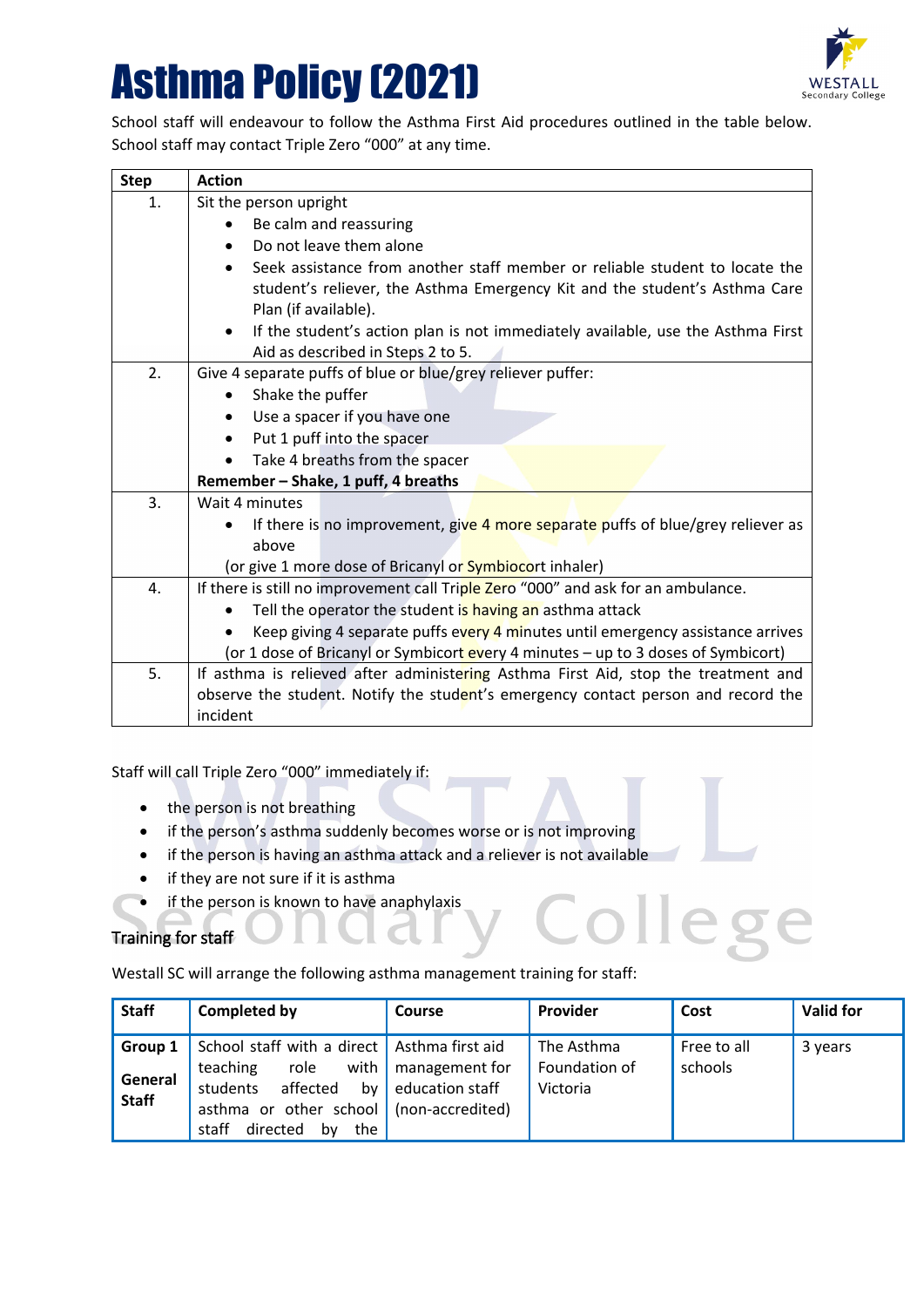# Asthma Policy (2021)

School staff will endeavour to follow the Asthma First Aid procedures outlined in the table below. School staff may contact Triple Zero "000" at any time.

| Step | Action |
|---|---|
| 1. | Sit the person upright<br>• Be calm and reassuring<br>• Do not leave them alone<br>• Seek assistance from another staff member or reliable student to locate the student's reliever, the Asthma Emergency Kit and the student's Asthma Care Plan (if available).<br>• If the student's action plan is not immediately available, use the Asthma First Aid as described in Steps 2 to 5. |
| 2. | Give 4 separate puffs of blue or blue/grey reliever puffer:<br>• Shake the puffer<br>• Use a spacer if you have one<br>• Put 1 puff into the spacer<br>• Take 4 breaths from the spacer<br>**Remember – Shake, 1 puff, 4 breaths** |
| 3. | Wait 4 minutes<br>• If there is no improvement, give 4 more separate puffs of blue/grey reliever as above<br>(or give 1 more dose of Bricanyl or Symbiocort inhaler) |
| 4. | If there is still no improvement call Triple Zero "000" and ask for an ambulance.<br>• Tell the operator the student is having an asthma attack<br>• Keep giving 4 separate puffs every 4 minutes until emergency assistance arrives<br>(or 1 dose of Bricanyl or Symbicort every 4 minutes – up to 3 doses of Symbicort) |
| 5. | If asthma is relieved after administering Asthma First Aid, stop the treatment and observe the student. Notify the student's emergency contact person and record the incident |

Staff will call Triple Zero "000" immediately if:

- the person is not breathing
- if the person's asthma suddenly becomes worse or is not improving
- if the person is having an asthma attack and a reliever is not available
- if they are not sure if it is asthma
- if the person is known to have anaphylaxis

## Training for staff

Westall SC will arrange the following asthma management training for staff:

| Staff | Completed by | Course | Provider | Cost | Valid for |
|---|---|---|---|---|---|
| **Group 1**<br>**General Staff** | School staff with a direct teaching role with students affected by asthma or other school staff directed by the | Asthma first aid management for education staff (non-accredited) | The Asthma Foundation of Victoria | Free to all schools | 3 years |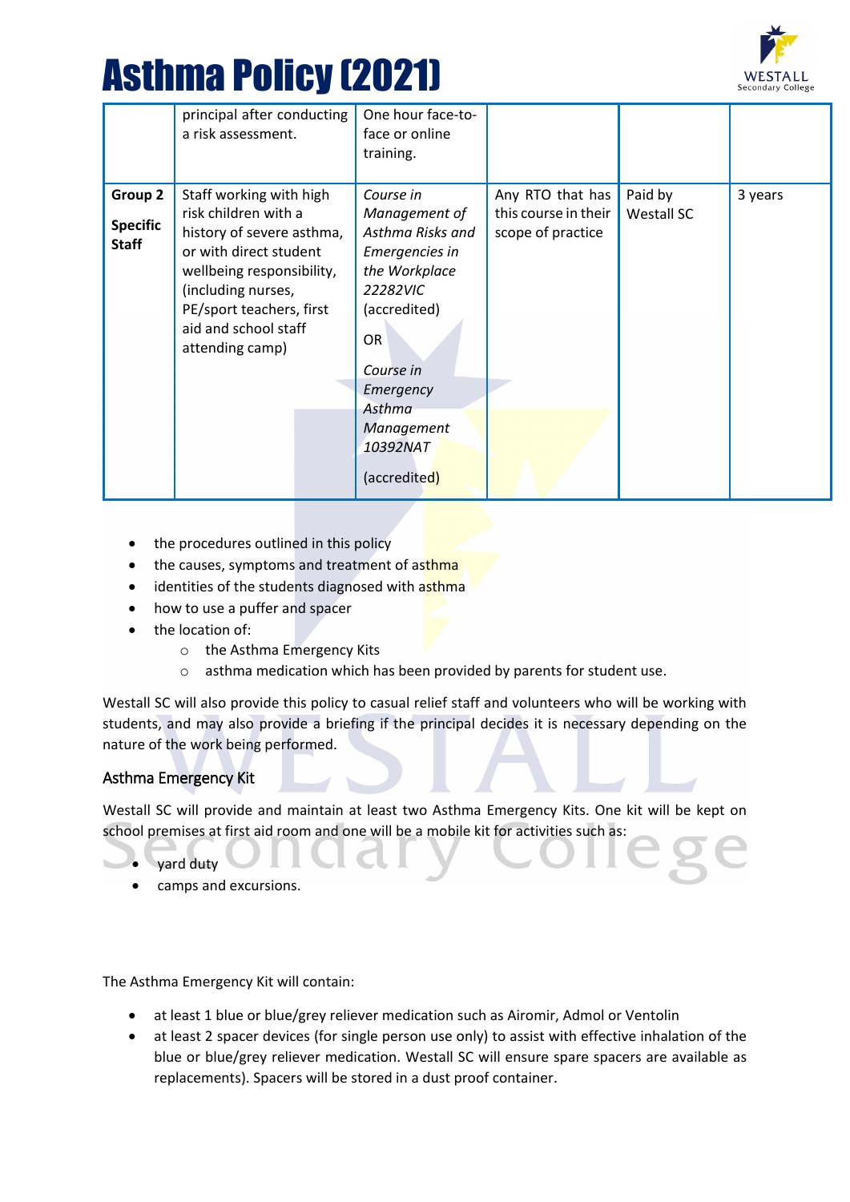| | | | | | |
|---|---|---|---|---|---|
| | principal after conducting a risk assessment. | One hour face-to-face or online training. | | | |
| **Group 2 Specific Staff** | Staff working with high risk children with a history of severe asthma, or with direct student wellbeing responsibility, (including nurses, PE/sport teachers, first aid and school staff attending camp) | *Course in Management of Asthma Risks and Emergencies in the Workplace 22282VIC* (accredited) OR *Course in Emergency Asthma Management 10392NAT* (accredited) | Any RTO that has this course in their scope of practice | Paid by Westall SC | 3 years |

- the procedures outlined in this policy
- the causes, symptoms and treatment of asthma
- identities of the students diagnosed with asthma
- how to use a puffer and spacer
- the location of:
    - the Asthma Emergency Kits
    - asthma medication which has been provided by parents for student use.

Westall SC will also provide this policy to casual relief staff and volunteers who will be working with students, and may also provide a briefing if the principal decides it is necessary depending on the nature of the work being performed.

## Asthma Emergency Kit

Westall SC will provide and maintain at least two Asthma Emergency Kits. One kit will be kept on school premises at first aid room and one will be a mobile kit for activities such as:

- yard duty
- camps and excursions.

The Asthma Emergency Kit will contain:

- at least 1 blue or blue/grey reliever medication such as Airomir, Admol or Ventolin
- at least 2 spacer devices (for single person use only) to assist with effective inhalation of the blue or blue/grey reliever medication. Westall SC will ensure spare spacers are available as replacements). Spacers will be stored in a dust proof container.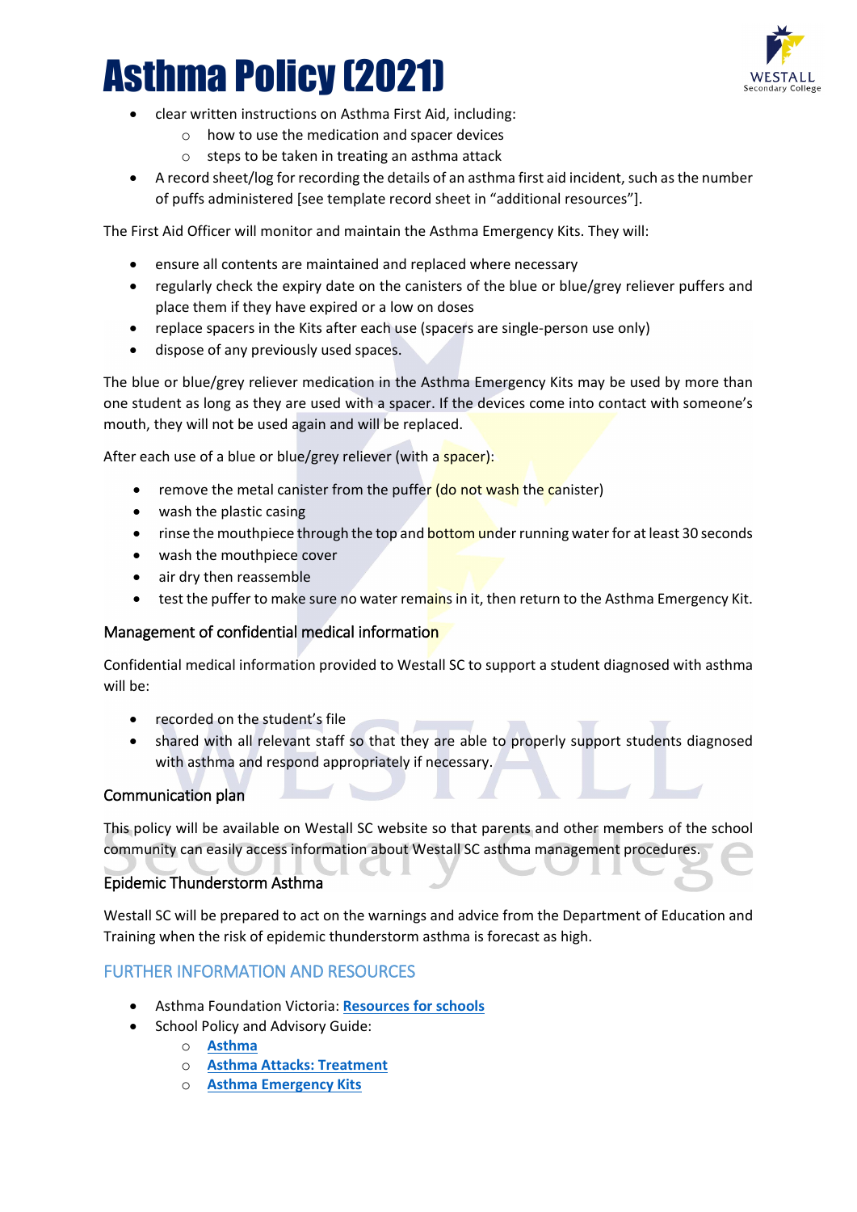- clear written instructions on Asthma First Aid, including:
  - how to use the medication and spacer devices
  - steps to be taken in treating an asthma attack
- A record sheet/log for recording the details of an asthma first aid incident, such as the number of puffs administered [see template record sheet in "additional resources"].

The First Aid Officer will monitor and maintain the Asthma Emergency Kits. They will:

- ensure all contents are maintained and replaced where necessary
- regularly check the expiry date on the canisters of the blue or blue/grey reliever puffers and place them if they have expired or a low on doses
- replace spacers in the Kits after each use (spacers are single-person use only)
- dispose of any previously used spaces.

The blue or blue/grey reliever medication in the Asthma Emergency Kits may be used by more than one student as long as they are used with a spacer. If the devices come into contact with someone's mouth, they will not be used again and will be replaced.

After each use of a blue or blue/grey reliever (with a spacer):

- remove the metal canister from the puffer (do not wash the canister)
- wash the plastic casing
- rinse the mouthpiece through the top and bottom under running water for at least 30 seconds
- wash the mouthpiece cover
- air dry then reassemble
- test the puffer to make sure no water remains in it, then return to the Asthma Emergency Kit.

### Management of confidential medical information

Confidential medical information provided to Westall SC to support a student diagnosed with asthma will be:

- recorded on the student's file
- shared with all relevant staff so that they are able to properly support students diagnosed with asthma and respond appropriately if necessary.

### Communication plan

This policy will be available on Westall SC website so that parents and other members of the school community can easily access information about Westall SC asthma management procedures.

### Epidemic Thunderstorm Asthma

Westall SC will be prepared to act on the warnings and advice from the Department of Education and Training when the risk of epidemic thunderstorm asthma is forecast as high.

## FURTHER INFORMATION AND RESOURCES

- Asthma Foundation Victoria: **Resources for schools**
- School Policy and Advisory Guide:
  - **Asthma**
  - **Asthma Attacks: Treatment**
  - **Asthma Emergency Kits**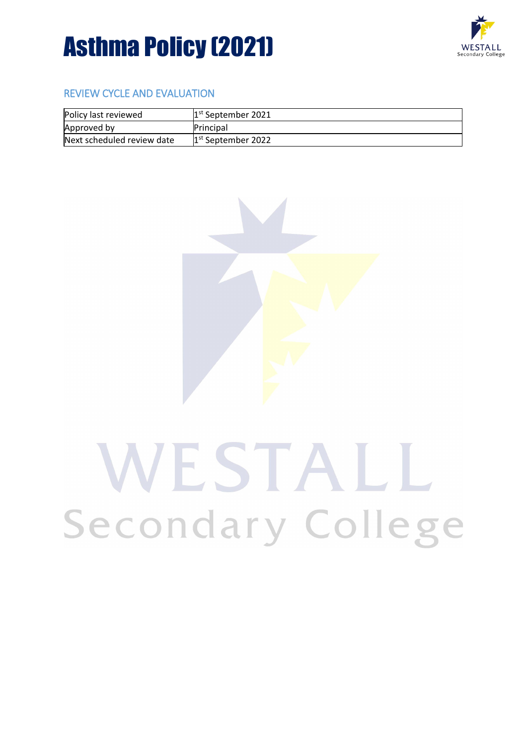# Asthma Policy (2021)

## REVIEW CYCLE AND EVALUATION

| | |
|---|---|
| Policy last reviewed | 1st September 2021 |
| Approved by | Principal |
| Next scheduled review date | 1st September 2022 |